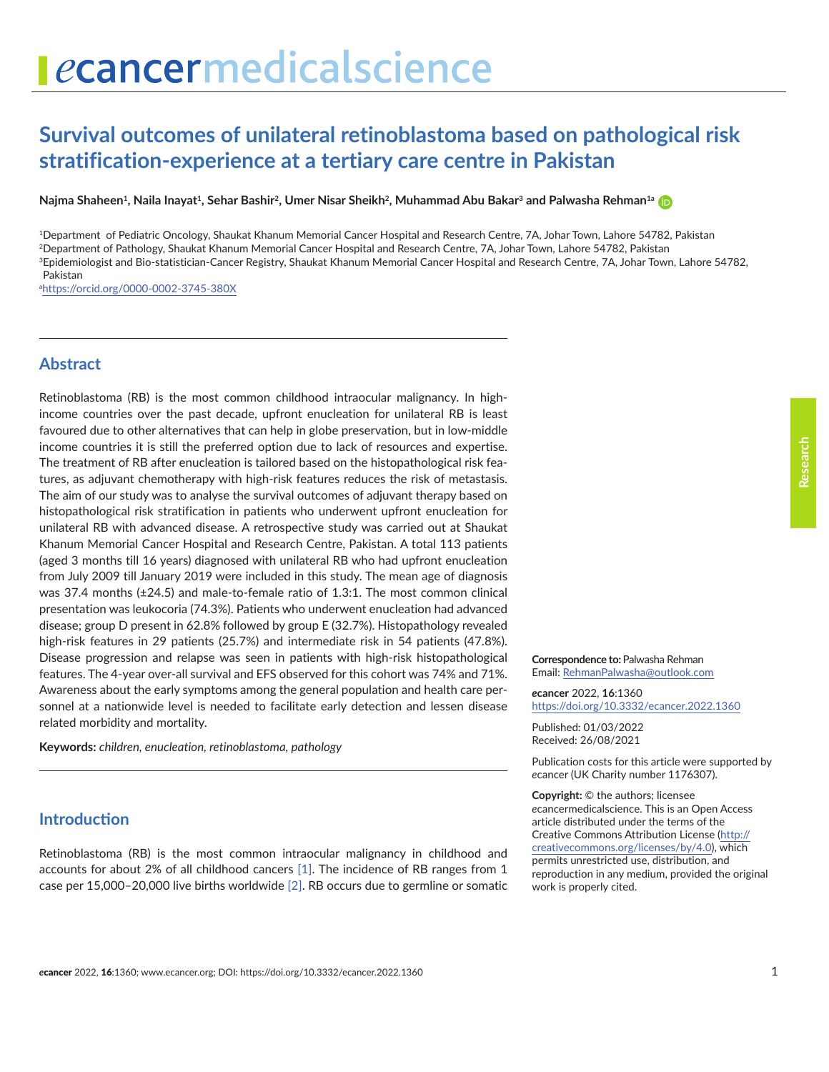# Survival outcomes of unilateral retinoblastoma based on pathological risk stratification-experience at a tertiary care centre in Pakistan

**Najma Shaheen[1], Naila Inayat[1], Sehar Bashir[2], Umer Nisar Sheikh[2], Muhammad Abu Bakar[3] and Palwasha Rehman[1a]**

[1]Department of Pediatric Oncology, Shaukat Khanum Memorial Cancer Hospital and Research Centre, 7A, Johar Town, Lahore 54782, Pakistan
[2]Department of Pathology, Shaukat Khanum Memorial Cancer Hospital and Research Centre, 7A, Johar Town, Lahore 54782, Pakistan
[3]Epidemiologist and Bio-statistician-Cancer Registry, Shaukat Khanum Memorial Cancer Hospital and Research Centre, 7A, Johar Town, Lahore 54782, Pakistan
[a]https://orcid.org/0000-0002-3745-380X

## Abstract

Retinoblastoma (RB) is the most common childhood intraocular malignancy. In high-income countries over the past decade, upfront enucleation for unilateral RB is least favoured due to other alternatives that can help in globe preservation, but in low-middle income countries it is still the preferred option due to lack of resources and expertise. The treatment of RB after enucleation is tailored based on the histopathological risk features, as adjuvant chemotherapy with high-risk features reduces the risk of metastasis. The aim of our study was to analyse the survival outcomes of adjuvant therapy based on histopathological risk stratification in patients who underwent upfront enucleation for unilateral RB with advanced disease. A retrospective study was carried out at Shaukat Khanum Memorial Cancer Hospital and Research Centre, Pakistan. A total 113 patients (aged 3 months till 16 years) diagnosed with unilateral RB who had upfront enucleation from July 2009 till January 2019 were included in this study. The mean age of diagnosis was 37.4 months (±24.5) and male-to-female ratio of 1.3:1. The most common clinical presentation was leukocoria (74.3%). Patients who underwent enucleation had advanced disease; group D present in 62.8% followed by group E (32.7%). Histopathology revealed high-risk features in 29 patients (25.7%) and intermediate risk in 54 patients (47.8%). Disease progression and relapse was seen in patients with high-risk histopathological features. The 4-year over-all survival and EFS observed for this cohort was 74% and 71%. Awareness about the early symptoms among the general population and health care personnel at a nationwide level is needed to facilitate early detection and lessen disease related morbidity and mortality.

**Keywords:** *children, enucleation, retinoblastoma, pathology*

**Correspondence to:** Palwasha Rehman
Email: RehmanPalwasha@outlook.com

***e*cancer** 2022, **16**:1360
https://doi.org/10.3332/ecancer.2022.1360

Published: 01/03/2022
Received: 26/08/2021

Publication costs for this article were supported by *e*cancer (UK Charity number 1176307).

**Copyright:** © the authors; licensee *e*cancermedicalscience. This is an Open Access article distributed under the terms of the Creative Commons Attribution License (http://creativecommons.org/licenses/by/4.0), which permits unrestricted use, distribution, and reproduction in any medium, provided the original work is properly cited.

## Introduction

Retinoblastoma (RB) is the most common intraocular malignancy in childhood and accounts for about 2% of all childhood cancers [1]. The incidence of RB ranges from 1 case per 15,000–20,000 live births worldwide [2]. RB occurs due to germline or somatic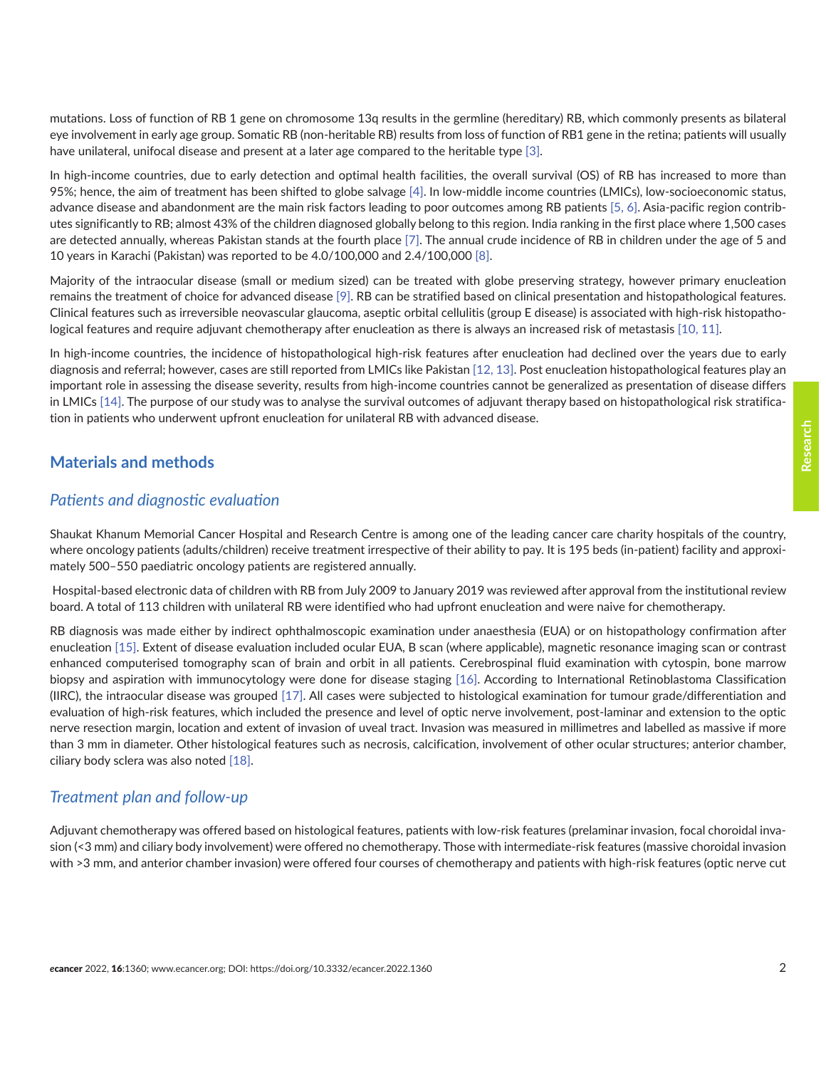mutations. Loss of function of RB 1 gene on chromosome 13q results in the germline (hereditary) RB, which commonly presents as bilateral eye involvement in early age group. Somatic RB (non-heritable RB) results from loss of function of RB1 gene in the retina; patients will usually have unilateral, unifocal disease and present at a later age compared to the heritable type [3].

In high-income countries, due to early detection and optimal health facilities, the overall survival (OS) of RB has increased to more than 95%; hence, the aim of treatment has been shifted to globe salvage [4]. In low-middle income countries (LMICs), low-socioeconomic status, advance disease and abandonment are the main risk factors leading to poor outcomes among RB patients [5, 6]. Asia-pacific region contributes significantly to RB; almost 43% of the children diagnosed globally belong to this region. India ranking in the first place where 1,500 cases are detected annually, whereas Pakistan stands at the fourth place [7]. The annual crude incidence of RB in children under the age of 5 and 10 years in Karachi (Pakistan) was reported to be 4.0/100,000 and 2.4/100,000 [8].

Majority of the intraocular disease (small or medium sized) can be treated with globe preserving strategy, however primary enucleation remains the treatment of choice for advanced disease [9]. RB can be stratified based on clinical presentation and histopathological features. Clinical features such as irreversible neovascular glaucoma, aseptic orbital cellulitis (group E disease) is associated with high-risk histopathological features and require adjuvant chemotherapy after enucleation as there is always an increased risk of metastasis [10, 11].

In high-income countries, the incidence of histopathological high-risk features after enucleation had declined over the years due to early diagnosis and referral; however, cases are still reported from LMICs like Pakistan [12, 13]. Post enucleation histopathological features play an important role in assessing the disease severity, results from high-income countries cannot be generalized as presentation of disease differs in LMICs [14]. The purpose of our study was to analyse the survival outcomes of adjuvant therapy based on histopathological risk stratification in patients who underwent upfront enucleation for unilateral RB with advanced disease.

## Materials and methods

### *Patients and diagnostic evaluation*

Shaukat Khanum Memorial Cancer Hospital and Research Centre is among one of the leading cancer care charity hospitals of the country, where oncology patients (adults/children) receive treatment irrespective of their ability to pay. It is 195 beds (in-patient) facility and approximately 500–550 paediatric oncology patients are registered annually.

Hospital-based electronic data of children with RB from July 2009 to January 2019 was reviewed after approval from the institutional review board. A total of 113 children with unilateral RB were identified who had upfront enucleation and were naive for chemotherapy.

RB diagnosis was made either by indirect ophthalmoscopic examination under anaesthesia (EUA) or on histopathology confirmation after enucleation [15]. Extent of disease evaluation included ocular EUA, B scan (where applicable), magnetic resonance imaging scan or contrast enhanced computerised tomography scan of brain and orbit in all patients. Cerebrospinal fluid examination with cytospin, bone marrow biopsy and aspiration with immunocytology were done for disease staging [16]. According to International Retinoblastoma Classification (IIRC), the intraocular disease was grouped [17]. All cases were subjected to histological examination for tumour grade/differentiation and evaluation of high-risk features, which included the presence and level of optic nerve involvement, post-laminar and extension to the optic nerve resection margin, location and extent of invasion of uveal tract. Invasion was measured in millimetres and labelled as massive if more than 3 mm in diameter. Other histological features such as necrosis, calcification, involvement of other ocular structures; anterior chamber, ciliary body sclera was also noted [18].

### *Treatment plan and follow-up*

Adjuvant chemotherapy was offered based on histological features, patients with low-risk features (prelaminar invasion, focal choroidal invasion (<3 mm) and ciliary body involvement) were offered no chemotherapy. Those with intermediate-risk features (massive choroidal invasion with >3 mm, and anterior chamber invasion) were offered four courses of chemotherapy and patients with high-risk features (optic nerve cut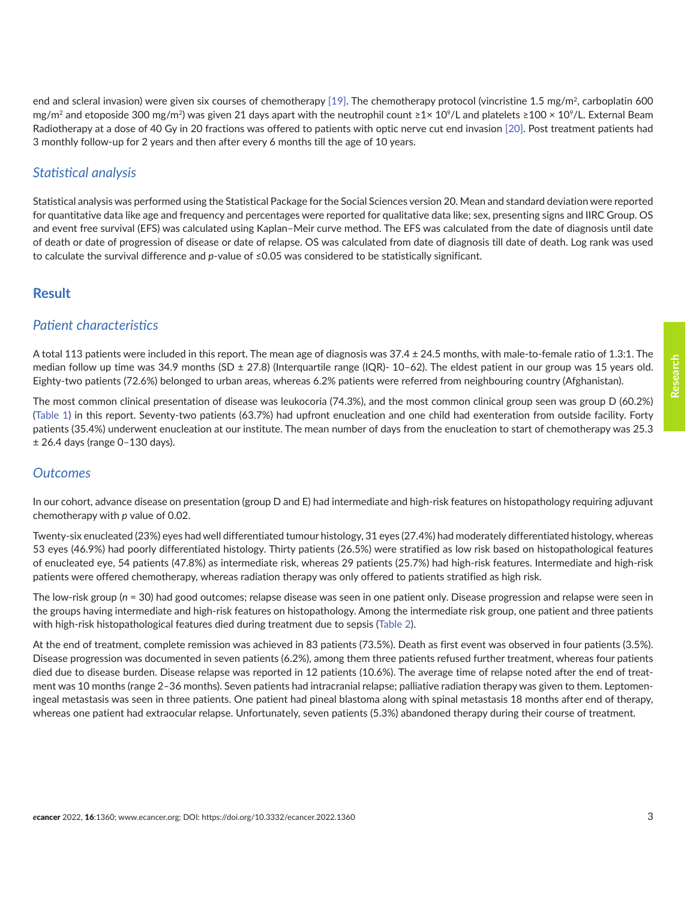end and scleral invasion) were given six courses of chemotherapy [19]. The chemotherapy protocol (vincristine 1.5 mg/m$^2$, carboplatin 600 mg/m$^2$ and etoposide 300 mg/m$^2$) was given 21 days apart with the neutrophil count ≥1× $10^9$/L and platelets ≥100 × $10^9$/L. External Beam Radiotherapy at a dose of 40 Gy in 20 fractions was offered to patients with optic nerve cut end invasion [20]. Post treatment patients had 3 monthly follow-up for 2 years and then after every 6 months till the age of 10 years.

### *Statistical analysis*

Statistical analysis was performed using the Statistical Package for the Social Sciences version 20. Mean and standard deviation were reported for quantitative data like age and frequency and percentages were reported for qualitative data like; sex, presenting signs and IIRC Group. OS and event free survival (EFS) was calculated using Kaplan–Meir curve method. The EFS was calculated from the date of diagnosis until date of death or date of progression of disease or date of relapse. OS was calculated from date of diagnosis till date of death. Log rank was used to calculate the survival difference and *p*-value of ≤0.05 was considered to be statistically significant.

## Result

### *Patient characteristics*

A total 113 patients were included in this report. The mean age of diagnosis was 37.4 ± 24.5 months, with male-to-female ratio of 1.3:1. The median follow up time was 34.9 months (SD ± 27.8) (Interquartile range (IQR)- 10–62). The eldest patient in our group was 15 years old. Eighty-two patients (72.6%) belonged to urban areas, whereas 6.2% patients were referred from neighbouring country (Afghanistan).

The most common clinical presentation of disease was leukocoria (74.3%), and the most common clinical group seen was group D (60.2%) (Table 1) in this report. Seventy-two patients (63.7%) had upfront enucleation and one child had exenteration from outside facility. Forty patients (35.4%) underwent enucleation at our institute. The mean number of days from the enucleation to start of chemotherapy was 25.3 ± 26.4 days (range 0–130 days).

### *Outcomes*

In our cohort, advance disease on presentation (group D and E) had intermediate and high-risk features on histopathology requiring adjuvant chemotherapy with *p* value of 0.02.

Twenty-six enucleated (23%) eyes had well differentiated tumour histology, 31 eyes (27.4%) had moderately differentiated histology, whereas 53 eyes (46.9%) had poorly differentiated histology. Thirty patients (26.5%) were stratified as low risk based on histopathological features of enucleated eye, 54 patients (47.8%) as intermediate risk, whereas 29 patients (25.7%) had high-risk features. Intermediate and high-risk patients were offered chemotherapy, whereas radiation therapy was only offered to patients stratified as high risk.

The low-risk group (*n* = 30) had good outcomes; relapse disease was seen in one patient only. Disease progression and relapse were seen in the groups having intermediate and high-risk features on histopathology. Among the intermediate risk group, one patient and three patients with high-risk histopathological features died during treatment due to sepsis (Table 2).

At the end of treatment, complete remission was achieved in 83 patients (73.5%). Death as first event was observed in four patients (3.5%). Disease progression was documented in seven patients (6.2%), among them three patients refused further treatment, whereas four patients died due to disease burden. Disease relapse was reported in 12 patients (10.6%). The average time of relapse noted after the end of treatment was 10 months (range 2–36 months). Seven patients had intracranial relapse; palliative radiation therapy was given to them. Leptomeningeal metastasis was seen in three patients. One patient had pineal blastoma along with spinal metastasis 18 months after end of therapy, whereas one patient had extraocular relapse. Unfortunately, seven patients (5.3%) abandoned therapy during their course of treatment.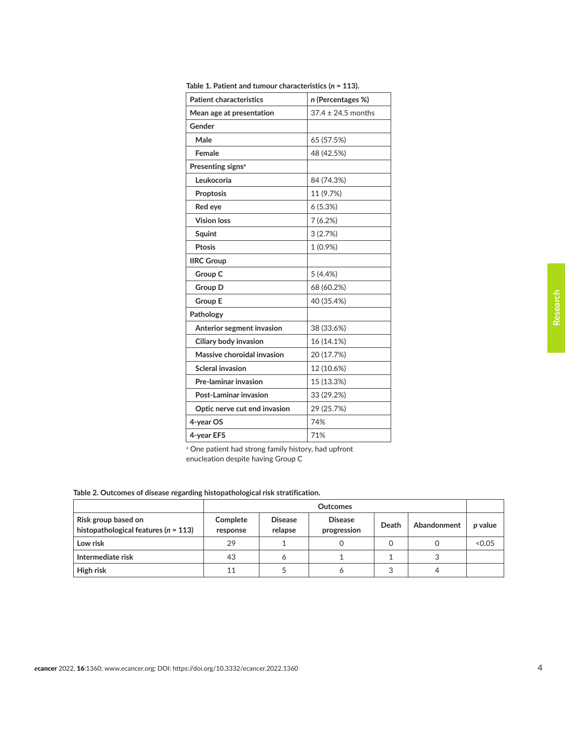**Table 1. Patient and tumour characteristics ($n$ = 113).**

| Patient characteristics | *n* (Percentages %) |
|---|---|
| Mean age at presentation | 37.4 ± 24.5 months |
| Gender | |
| Male | 65 (57.5%) |
| Female | 48 (42.5%) |
| Presenting signs[a] | |
| Leukocoria | 84 (74.3%) |
| Proptosis | 11 (9.7%) |
| Red eye | 6 (5.3%) |
| Vision loss | 7 (6.2%) |
| Squint | 3 (2.7%) |
| Ptosis | 1 (0.9%) |
| IIRC Group | |
| Group C | 5 (4.4%) |
| Group D | 68 (60.2%) |
| Group E | 40 (35.4%) |
| Pathology | |
| Anterior segment invasion | 38 (33.6%) |
| Ciliary body invasion | 16 (14.1%) |
| Massive choroidal invasion | 20 (17.7%) |
| Scleral invasion | 12 (10.6%) |
| Pre-laminar invasion | 15 (13.3%) |
| Post-Laminar invasion | 33 (29.2%) |
| Optic nerve cut end invasion | 29 (25.7%) |
| 4-year OS | 74% |
| 4-year EFS | 71% |

[a] One patient had strong family history, had upfront enucleation despite having Group C

**Table 2. Outcomes of disease regarding histopathological risk stratification.**

| | Outcomes | | | | | |
|---|---|---|---|---|---|---|
| Risk group based on histopathological features ($n$ = 113) | Complete response | Disease relapse | Disease progression | Death | Abandonment | *p* value |
| Low risk | 29 | 1 | 0 | 0 | 0 | $<0.05$ |
| Intermediate risk | 43 | 6 | 1 | 1 | 3 | |
| High risk | 11 | 5 | 6 | 3 | 4 | |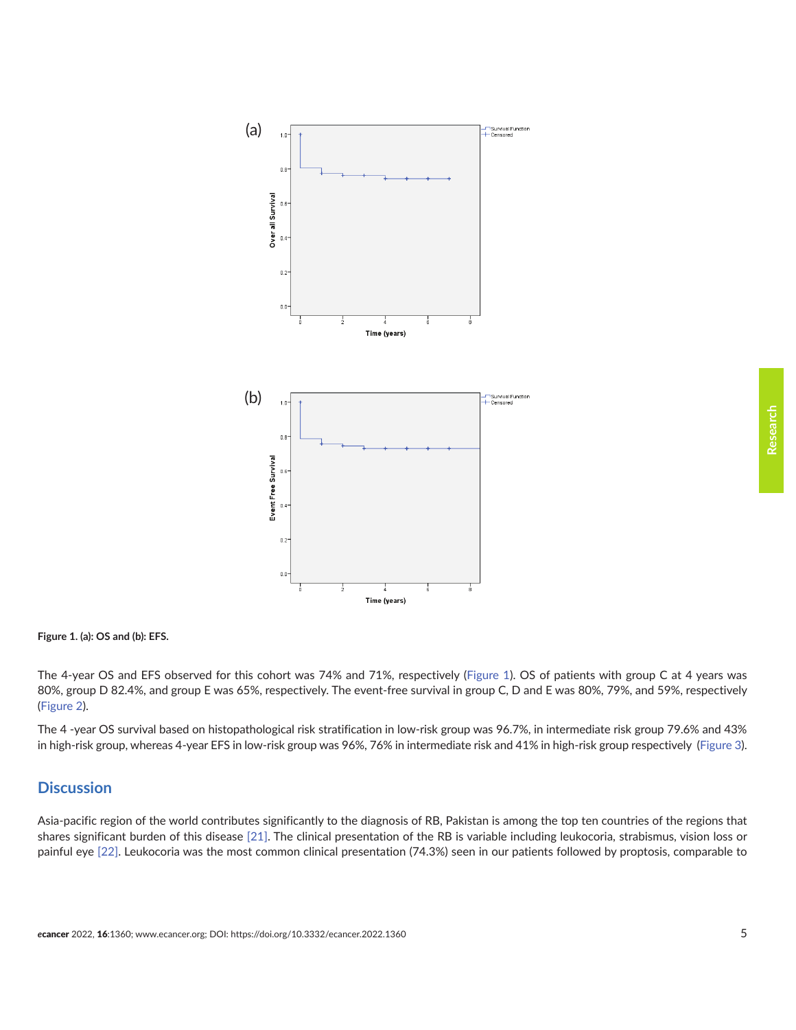**Figure 1. (a): OS and (b): EFS.**

The 4-year OS and EFS observed for this cohort was 74% and 71%, respectively (Figure 1). OS of patients with group C at 4 years was 80%, group D 82.4%, and group E was 65%, respectively. The event-free survival in group C, D and E was 80%, 79%, and 59%, respectively (Figure 2).

The 4 -year OS survival based on histopathological risk stratification in low-risk group was 96.7%, in intermediate risk group 79.6% and 43% in high-risk group, whereas 4-year EFS in low-risk group was 96%, 76% in intermediate risk and 41% in high-risk group respectively (Figure 3).

## Discussion

Asia-pacific region of the world contributes significantly to the diagnosis of RB, Pakistan is among the top ten countries of the regions that shares significant burden of this disease [21]. The clinical presentation of the RB is variable including leukocoria, strabismus, vision loss or painful eye [22]. Leukocoria was the most common clinical presentation (74.3%) seen in our patients followed by proptosis, comparable to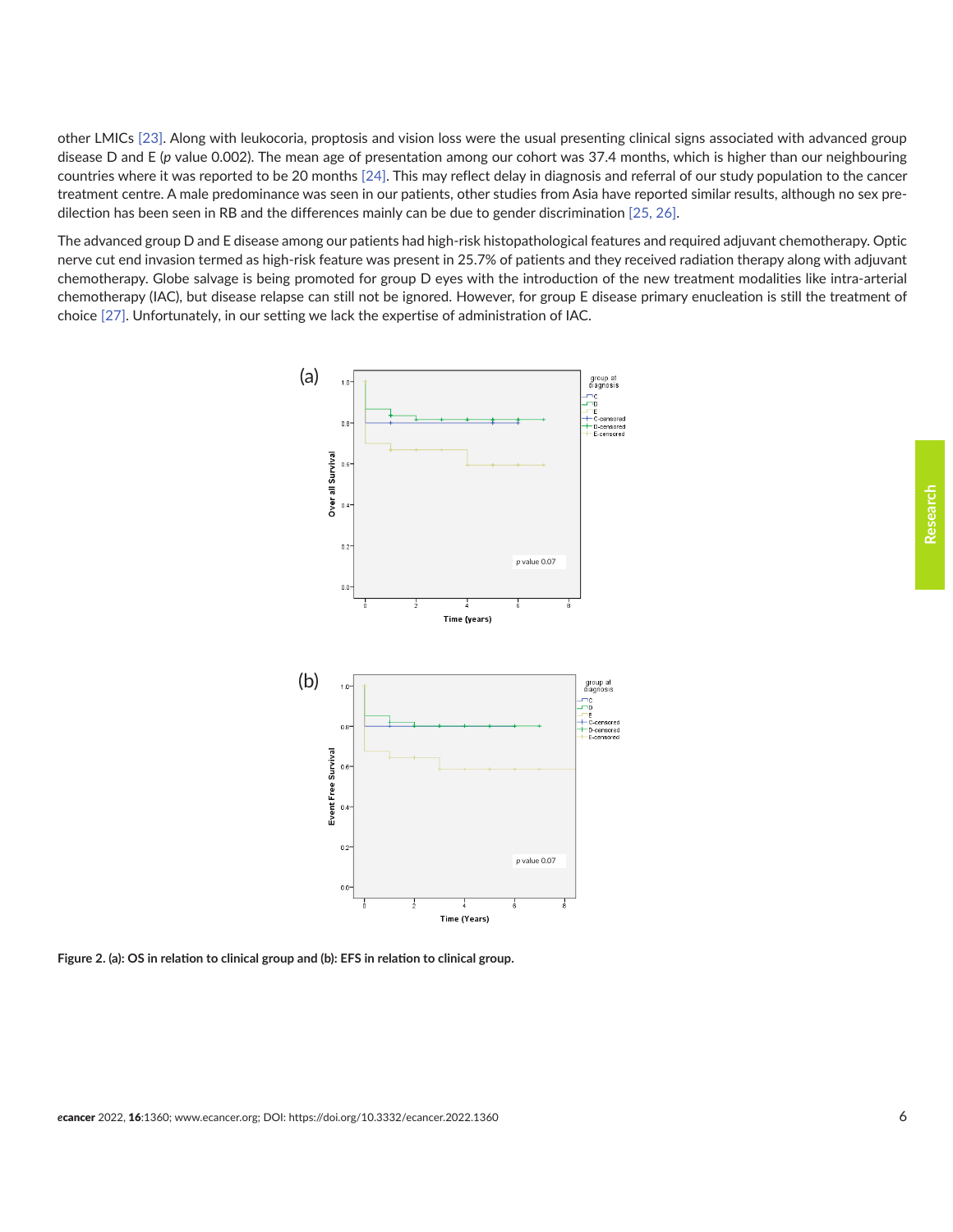other LMICs [23]. Along with leukocoria, proptosis and vision loss were the usual presenting clinical signs associated with advanced group disease D and E (*p* value 0.002). The mean age of presentation among our cohort was 37.4 months, which is higher than our neighbouring countries where it was reported to be 20 months [24]. This may reflect delay in diagnosis and referral of our study population to the cancer treatment centre. A male predominance was seen in our patients, other studies from Asia have reported similar results, although no sex predilection has been seen in RB and the differences mainly can be due to gender discrimination [25, 26].

The advanced group D and E disease among our patients had high-risk histopathological features and required adjuvant chemotherapy. Optic nerve cut end invasion termed as high-risk feature was present in 25.7% of patients and they received radiation therapy along with adjuvant chemotherapy. Globe salvage is being promoted for group D eyes with the introduction of the new treatment modalities like intra-arterial chemotherapy (IAC), but disease relapse can still not be ignored. However, for group E disease primary enucleation is still the treatment of choice [27]. Unfortunately, in our setting we lack the expertise of administration of IAC.

**Figure 2. (a): OS in relation to clinical group and (b): EFS in relation to clinical group.**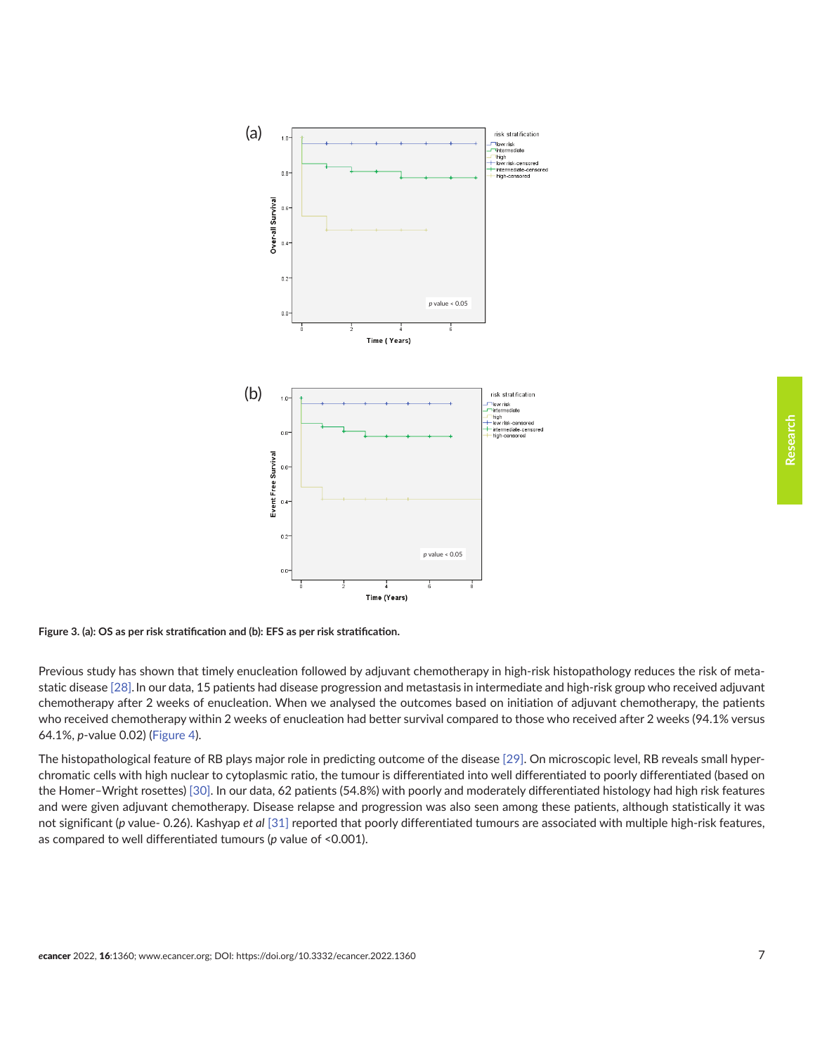**Figure 3. (a): OS as per risk stratification and (b): EFS as per risk stratification.**

Previous study has shown that timely enucleation followed by adjuvant chemotherapy in high-risk histopathology reduces the risk of metastatic disease [28]. In our data, 15 patients had disease progression and metastasis in intermediate and high-risk group who received adjuvant chemotherapy after 2 weeks of enucleation. When we analysed the outcomes based on initiation of adjuvant chemotherapy, the patients who received chemotherapy within 2 weeks of enucleation had better survival compared to those who received after 2 weeks (94.1% versus 64.1%, *p*-value 0.02) (Figure 4).

The histopathological feature of RB plays major role in predicting outcome of the disease [29]. On microscopic level, RB reveals small hyperchromatic cells with high nuclear to cytoplasmic ratio, the tumour is differentiated into well differentiated to poorly differentiated (based on the Homer–Wright rosettes) [30]. In our data, 62 patients (54.8%) with poorly and moderately differentiated histology had high risk features and were given adjuvant chemotherapy. Disease relapse and progression was also seen among these patients, although statistically it was not significant (*p* value- 0.26). Kashyap *et al* [31] reported that poorly differentiated tumours are associated with multiple high-risk features, as compared to well differentiated tumours (*p* value of <0.001).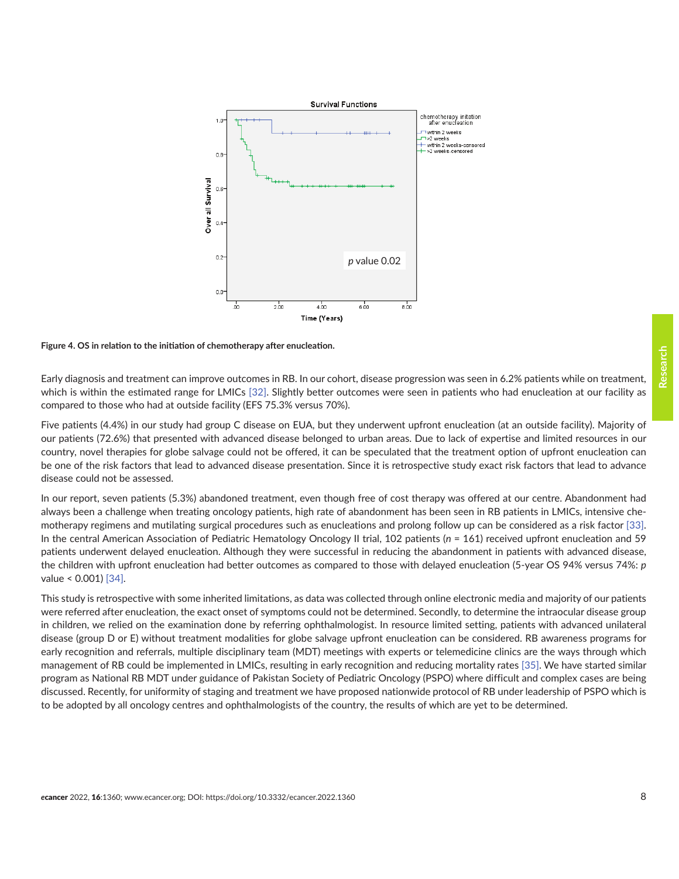**Figure 4. OS in relation to the initiation of chemotherapy after enucleation.**

Early diagnosis and treatment can improve outcomes in RB. In our cohort, disease progression was seen in 6.2% patients while on treatment, which is within the estimated range for LMICs [32]. Slightly better outcomes were seen in patients who had enucleation at our facility as compared to those who had at outside facility (EFS 75.3% versus 70%).

Five patients (4.4%) in our study had group C disease on EUA, but they underwent upfront enucleation (at an outside facility). Majority of our patients (72.6%) that presented with advanced disease belonged to urban areas. Due to lack of expertise and limited resources in our country, novel therapies for globe salvage could not be offered, it can be speculated that the treatment option of upfront enucleation can be one of the risk factors that lead to advanced disease presentation. Since it is retrospective study exact risk factors that lead to advance disease could not be assessed.

In our report, seven patients (5.3%) abandoned treatment, even though free of cost therapy was offered at our centre. Abandonment had always been a challenge when treating oncology patients, high rate of abandonment has been seen in RB patients in LMICs, intensive chemotherapy regimens and mutilating surgical procedures such as enucleations and prolong follow up can be considered as a risk factor [33]. In the central American Association of Pediatric Hematology Oncology II trial, 102 patients ($n$ = 161) received upfront enucleation and 59 patients underwent delayed enucleation. Although they were successful in reducing the abandonment in patients with advanced disease, the children with upfront enucleation had better outcomes as compared to those with delayed enucleation (5-year OS 94% versus 74%: $p$ value < 0.001) [34].

This study is retrospective with some inherited limitations, as data was collected through online electronic media and majority of our patients were referred after enucleation, the exact onset of symptoms could not be determined. Secondly, to determine the intraocular disease group in children, we relied on the examination done by referring ophthalmologist. In resource limited setting, patients with advanced unilateral disease (group D or E) without treatment modalities for globe salvage upfront enucleation can be considered. RB awareness programs for early recognition and referrals, multiple disciplinary team (MDT) meetings with experts or telemedicine clinics are the ways through which management of RB could be implemented in LMICs, resulting in early recognition and reducing mortality rates [35]. We have started similar program as National RB MDT under guidance of Pakistan Society of Pediatric Oncology (PSPO) where difficult and complex cases are being discussed. Recently, for uniformity of staging and treatment we have proposed nationwide protocol of RB under leadership of PSPO which is to be adopted by all oncology centres and ophthalmologists of the country, the results of which are yet to be determined.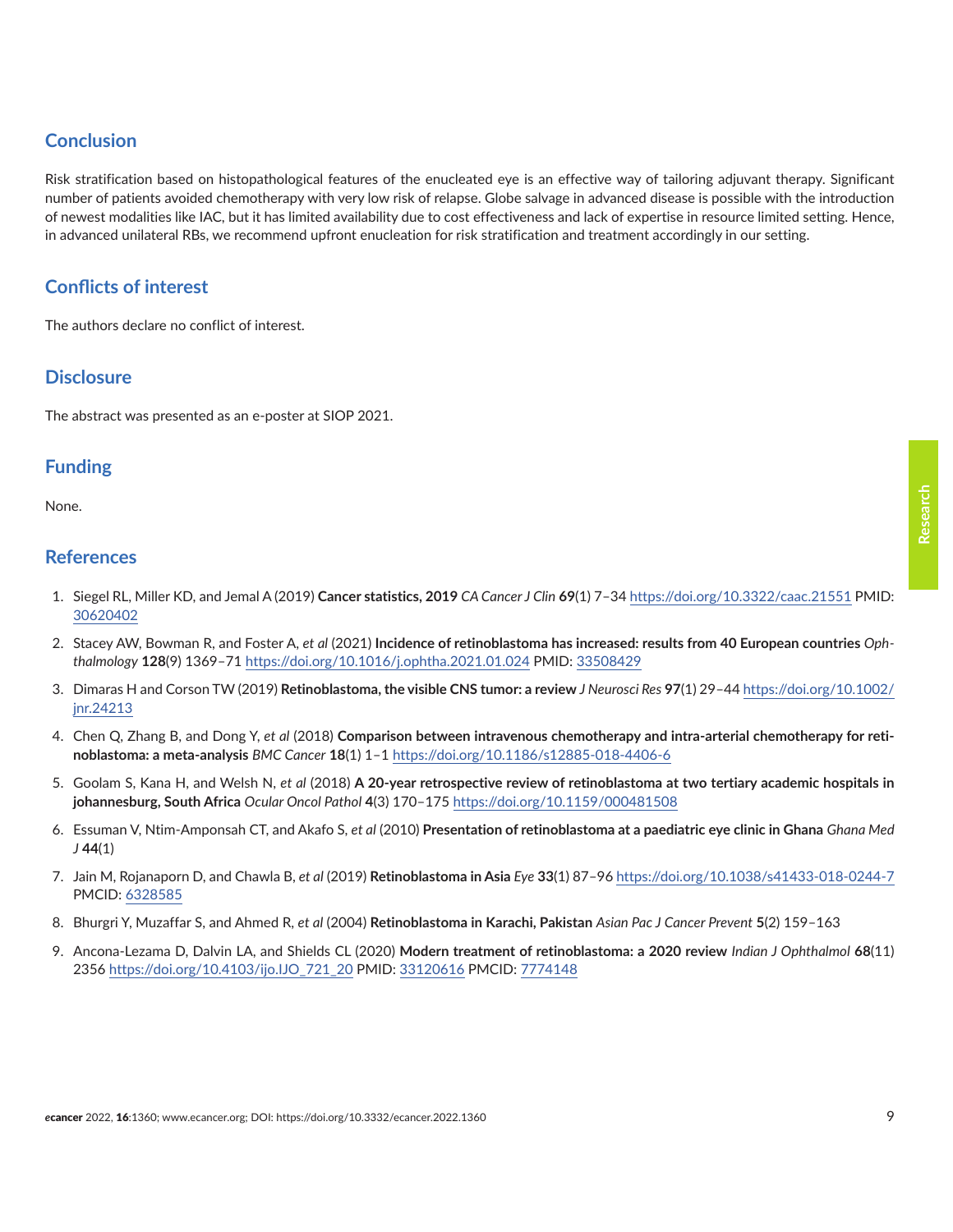## Conclusion

Risk stratification based on histopathological features of the enucleated eye is an effective way of tailoring adjuvant therapy. Significant number of patients avoided chemotherapy with very low risk of relapse. Globe salvage in advanced disease is possible with the introduction of newest modalities like IAC, but it has limited availability due to cost effectiveness and lack of expertise in resource limited setting. Hence, in advanced unilateral RBs, we recommend upfront enucleation for risk stratification and treatment accordingly in our setting.

## Conflicts of interest

The authors declare no conflict of interest.

## Disclosure

The abstract was presented as an e-poster at SIOP 2021.

## Funding

None.

## References

1. Siegel RL, Miller KD, and Jemal A (2019) **Cancer statistics, 2019** *CA Cancer J Clin* **69**(1) 7–34 https://doi.org/10.3322/caac.21551 PMID: 30620402
2. Stacey AW, Bowman R, and Foster A, *et al* (2021) **Incidence of retinoblastoma has increased: results from 40 European countries** *Ophthalmology* **128**(9) 1369–71 https://doi.org/10.1016/j.ophtha.2021.01.024 PMID: 33508429
3. Dimaras H and Corson TW (2019) **Retinoblastoma, the visible CNS tumor: a review** *J Neurosci Res* **97**(1) 29–44 https://doi.org/10.1002/jnr.24213
4. Chen Q, Zhang B, and Dong Y, *et al* (2018) **Comparison between intravenous chemotherapy and intra-arterial chemotherapy for retinoblastoma: a meta-analysis** *BMC Cancer* **18**(1) 1–1 https://doi.org/10.1186/s12885-018-4406-6
5. Goolam S, Kana H, and Welsh N, *et al* (2018) **A 20-year retrospective review of retinoblastoma at two tertiary academic hospitals in johannesburg, South Africa** *Ocular Oncol Pathol* **4**(3) 170–175 https://doi.org/10.1159/000481508
6. Essuman V, Ntim-Amponsah CT, and Akafo S, *et al* (2010) **Presentation of retinoblastoma at a paediatric eye clinic in Ghana** *Ghana Med J* **44**(1)
7. Jain M, Rojanaporn D, and Chawla B, *et al* (2019) **Retinoblastoma in Asia** *Eye* **33**(1) 87–96 https://doi.org/10.1038/s41433-018-0244-7 PMCID: 6328585
8. Bhurgri Y, Muzaffar S, and Ahmed R, *et al* (2004) **Retinoblastoma in Karachi, Pakistan** *Asian Pac J Cancer Prevent* **5**(2) 159–163
9. Ancona-Lezama D, Dalvin LA, and Shields CL (2020) **Modern treatment of retinoblastoma: a 2020 review** *Indian J Ophthalmol* **68**(11) 2356 https://doi.org/10.4103/ijo.IJO_721_20 PMID: 33120616 PMCID: 7774148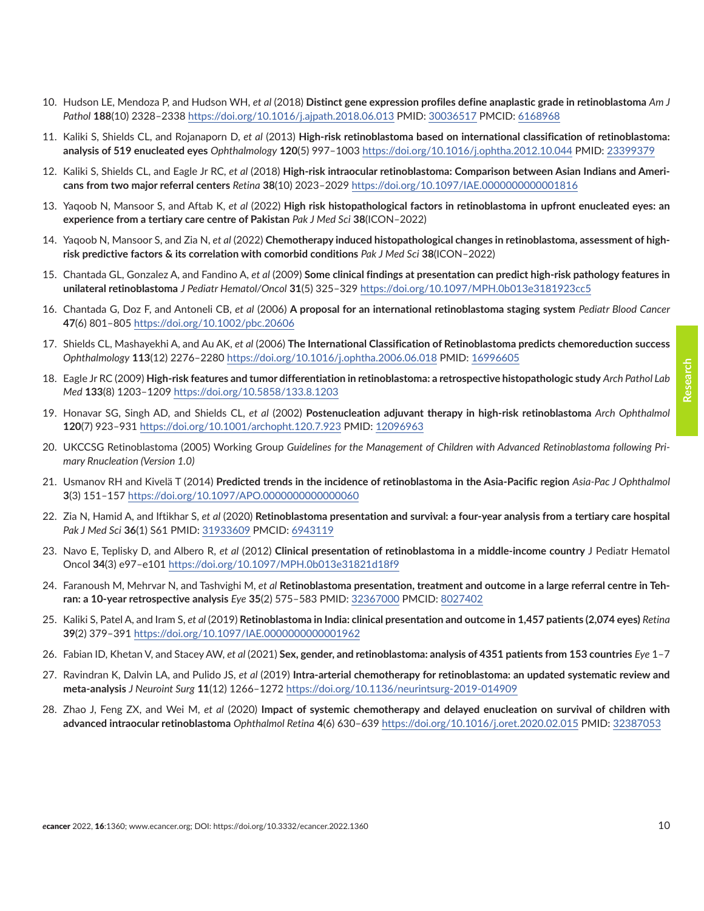10. Hudson LE, Mendoza P, and Hudson WH, *et al* (2018) **Distinct gene expression profiles define anaplastic grade in retinoblastoma** *Am J Pathol* **188**(10) 2328–2338 https://doi.org/10.1016/j.ajpath.2018.06.013 PMID: 30036517 PMCID: 6168968

11. Kaliki S, Shields CL, and Rojanaporn D, *et al* (2013) **High-risk retinoblastoma based on international classification of retinoblastoma: analysis of 519 enucleated eyes** *Ophthalmology* **120**(5) 997–1003 https://doi.org/10.1016/j.ophtha.2012.10.044 PMID: 23399379

12. Kaliki S, Shields CL, and Eagle Jr RC, *et al* (2018) **High-risk intraocular retinoblastoma: Comparison between Asian Indians and Americans from two major referral centers** *Retina* **38**(10) 2023–2029 https://doi.org/10.1097/IAE.0000000000001816

13. Yaqoob N, Mansoor S, and Aftab K, *et al* (2022) **High risk histopathological factors in retinoblastoma in upfront enucleated eyes: an experience from a tertiary care centre of Pakistan** *Pak J Med Sci* **38**(ICON–2022)

14. Yaqoob N, Mansoor S, and Zia N, *et al* (2022) **Chemotherapy induced histopathological changes in retinoblastoma, assessment of high-risk predictive factors & its correlation with comorbid conditions** *Pak J Med Sci* **38**(ICON–2022)

15. Chantada GL, Gonzalez A, and Fandino A, *et al* (2009) **Some clinical findings at presentation can predict high-risk pathology features in unilateral retinoblastoma** *J Pediatr Hematol/Oncol* **31**(5) 325–329 https://doi.org/10.1097/MPH.0b013e3181923cc5

16. Chantada G, Doz F, and Antoneli CB, *et al* (2006) **A proposal for an international retinoblastoma staging system** *Pediatr Blood Cancer* **47**(6) 801–805 https://doi.org/10.1002/pbc.20606

17. Shields CL, Mashayekhi A, and Au AK, *et al* (2006) **The International Classification of Retinoblastoma predicts chemoreduction success** *Ophthalmology* **113**(12) 2276–2280 https://doi.org/10.1016/j.ophtha.2006.06.018 PMID: 16996605

18. Eagle Jr RC (2009) **High-risk features and tumor differentiation in retinoblastoma: a retrospective histopathologic study** *Arch Pathol Lab Med* **133**(8) 1203–1209 https://doi.org/10.5858/133.8.1203

19. Honavar SG, Singh AD, and Shields CL, *et al* (2002) **Postenucleation adjuvant therapy in high-risk retinoblastoma** *Arch Ophthalmol* **120**(7) 923–931 https://doi.org/10.1001/archopht.120.7.923 PMID: 12096963

20. UKCCSG Retinoblastoma (2005) Working Group *Guidelines for the Management of Children with Advanced Retinoblastoma following Primary Rnucleation (Version 1.0)*

21. Usmanov RH and Kivelä T (2014) **Predicted trends in the incidence of retinoblastoma in the Asia-Pacific region** *Asia-Pac J Ophthalmol* **3**(3) 151–157 https://doi.org/10.1097/APO.0000000000000060

22. Zia N, Hamid A, and Iftikhar S, *et al* (2020) **Retinoblastoma presentation and survival: a four-year analysis from a tertiary care hospital** *Pak J Med Sci* **36**(1) S61 PMID: 31933609 PMCID: 6943119

23. Navo E, Teplisky D, and Albero R, *et al* (2012) **Clinical presentation of retinoblastoma in a middle-income country** J Pediatr Hematol Oncol **34**(3) e97–e101 https://doi.org/10.1097/MPH.0b013e31821d18f9

24. Faranoush M, Mehrvar N, and Tashvighi M, *et al* **Retinoblastoma presentation, treatment and outcome in a large referral centre in Tehran: a 10-year retrospective analysis** *Eye* **35**(2) 575–583 PMID: 32367000 PMCID: 8027402

25. Kaliki S, Patel A, and Iram S, *et al* (2019) **Retinoblastoma in India: clinical presentation and outcome in 1,457 patients (2,074 eyes)** *Retina* **39**(2) 379–391 https://doi.org/10.1097/IAE.0000000000001962

26. Fabian ID, Khetan V, and Stacey AW, *et al* (2021) **Sex, gender, and retinoblastoma: analysis of 4351 patients from 153 countries** *Eye* 1–7

27. Ravindran K, Dalvin LA, and Pulido JS, *et al* (2019) **Intra-arterial chemotherapy for retinoblastoma: an updated systematic review and meta-analysis** *J Neuroint Surg* **11**(12) 1266–1272 https://doi.org/10.1136/neurintsurg-2019-014909

28. Zhao J, Feng ZX, and Wei M, *et al* (2020) **Impact of systemic chemotherapy and delayed enucleation on survival of children with advanced intraocular retinoblastoma** *Ophthalmol Retina* **4**(6) 630–639 https://doi.org/10.1016/j.oret.2020.02.015 PMID: 32387053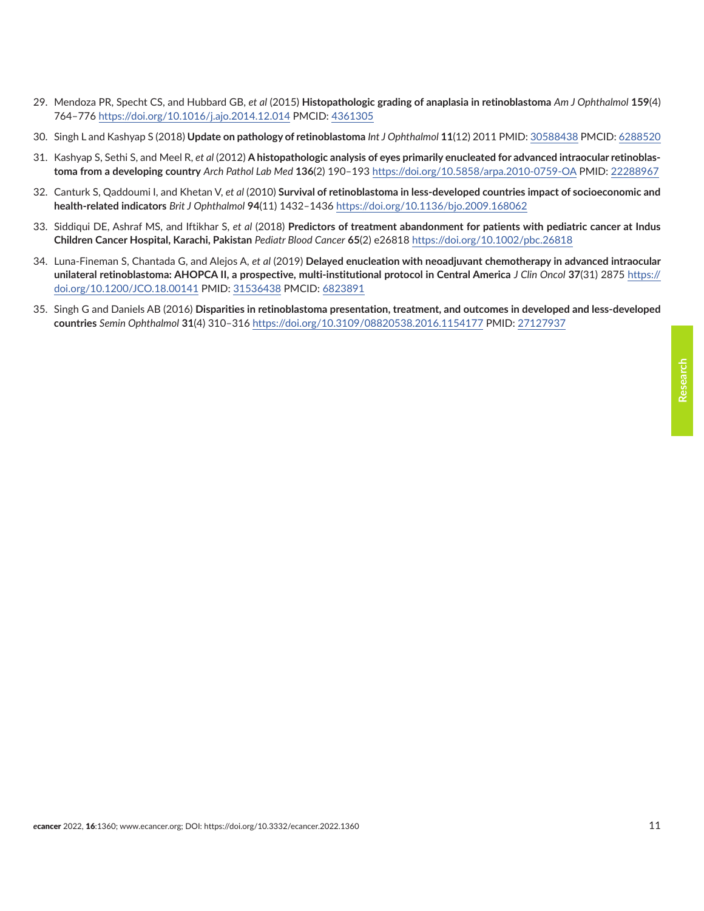29. Mendoza PR, Specht CS, and Hubbard GB, *et al* (2015) **Histopathologic grading of anaplasia in retinoblastoma** *Am J Ophthalmol* **159**(4) 764–776 https://doi.org/10.1016/j.ajo.2014.12.014 PMCID: 4361305

30. Singh L and Kashyap S (2018) **Update on pathology of retinoblastoma** *Int J Ophthalmol* **11**(12) 2011 PMID: 30588438 PMCID: 6288520

31. Kashyap S, Sethi S, and Meel R, *et al* (2012) **A histopathologic analysis of eyes primarily enucleated for advanced intraocular retinoblastoma from a developing country** *Arch Pathol Lab Med* **136**(2) 190–193 https://doi.org/10.5858/arpa.2010-0759-OA PMID: 22288967

32. Canturk S, Qaddoumi I, and Khetan V, *et al* (2010) **Survival of retinoblastoma in less-developed countries impact of socioeconomic and health-related indicators** *Brit J Ophthalmol* **94**(11) 1432–1436 https://doi.org/10.1136/bjo.2009.168062

33. Siddiqui DE, Ashraf MS, and Iftikhar S, *et al* (2018) **Predictors of treatment abandonment for patients with pediatric cancer at Indus Children Cancer Hospital, Karachi, Pakistan** *Pediatr Blood Cancer* **65**(2) e26818 https://doi.org/10.1002/pbc.26818

34. Luna-Fineman S, Chantada G, and Alejos A, *et al* (2019) **Delayed enucleation with neoadjuvant chemotherapy in advanced intraocular unilateral retinoblastoma: AHOPCA II, a prospective, multi-institutional protocol in Central America** *J Clin Oncol* **37**(31) 2875 https://doi.org/10.1200/JCO.18.00141 PMID: 31536438 PMCID: 6823891

35. Singh G and Daniels AB (2016) **Disparities in retinoblastoma presentation, treatment, and outcomes in developed and less-developed countries** *Semin Ophthalmol* **31**(4) 310–316 https://doi.org/10.3109/08820538.2016.1154177 PMID: 27127937